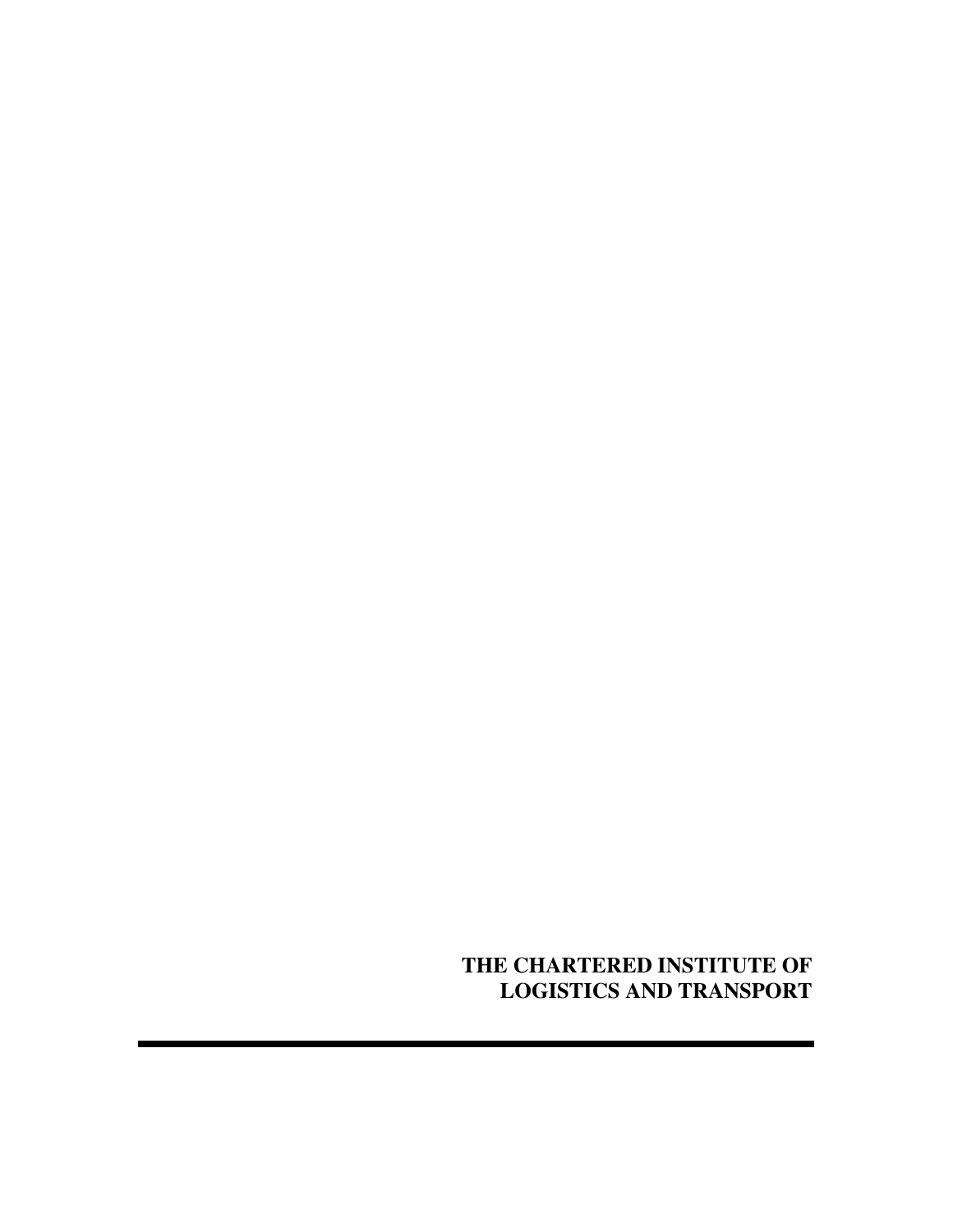**THE CHARTERED INSTITUTE OF LOGISTICS AND TRANSPORT**

---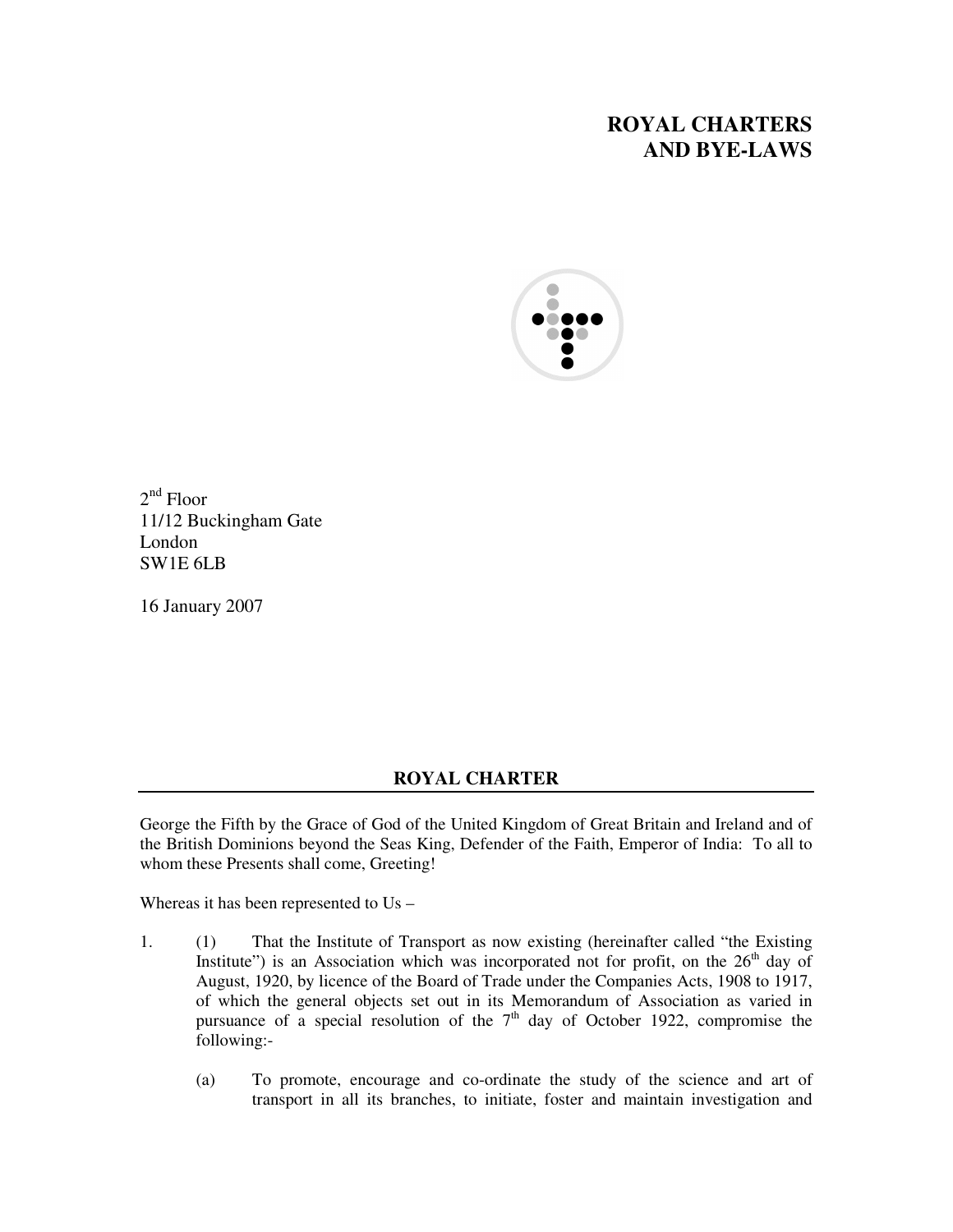# ROYAL CHARTERS AND BYE-LAWS

2nd Floor
11/12 Buckingham Gate
London
SW1E 6LB

16 January 2007

## ROYAL CHARTER

George the Fifth by the Grace of God of the United Kingdom of Great Britain and Ireland and of the British Dominions beyond the Seas King, Defender of the Faith, Emperor of India: To all to whom these Presents shall come, Greeting!

Whereas it has been represented to Us –

1. (1) That the Institute of Transport as now existing (hereinafter called "the Existing Institute") is an Association which was incorporated not for profit, on the 26th day of August, 1920, by licence of the Board of Trade under the Companies Acts, 1908 to 1917, of which the general objects set out in its Memorandum of Association as varied in pursuance of a special resolution of the 7th day of October 1922, compromise the following:-

   (a) To promote, encourage and co-ordinate the study of the science and art of transport in all its branches, to initiate, foster and maintain investigation and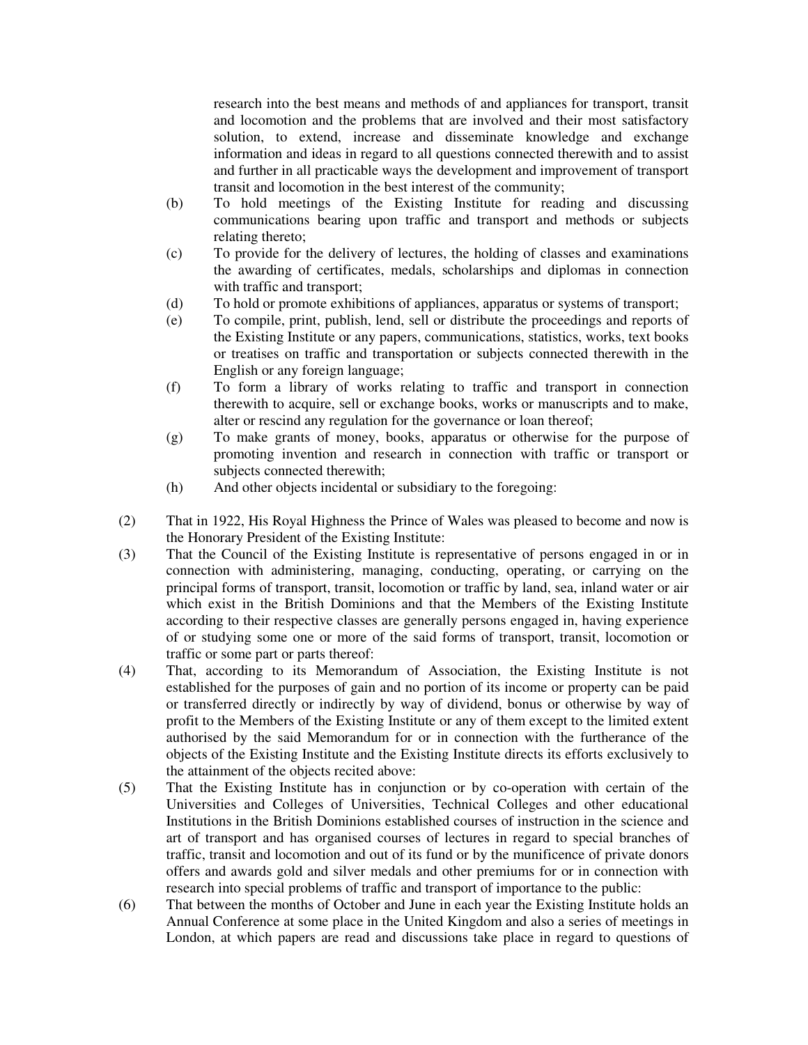research into the best means and methods of and appliances for transport, transit and locomotion and the problems that are involved and their most satisfactory solution, to extend, increase and disseminate knowledge and exchange information and ideas in regard to all questions connected therewith and to assist and further in all practicable ways the development and improvement of transport transit and locomotion in the best interest of the community;

(b) To hold meetings of the Existing Institute for reading and discussing communications bearing upon traffic and transport and methods or subjects relating thereto;

(c) To provide for the delivery of lectures, the holding of classes and examinations the awarding of certificates, medals, scholarships and diplomas in connection with traffic and transport;

(d) To hold or promote exhibitions of appliances, apparatus or systems of transport;

(e) To compile, print, publish, lend, sell or distribute the proceedings and reports of the Existing Institute or any papers, communications, statistics, works, text books or treatises on traffic and transportation or subjects connected therewith in the English or any foreign language;

(f) To form a library of works relating to traffic and transport in connection therewith to acquire, sell or exchange books, works or manuscripts and to make, alter or rescind any regulation for the governance or loan thereof;

(g) To make grants of money, books, apparatus or otherwise for the purpose of promoting invention and research in connection with traffic or transport or subjects connected therewith;

(h) And other objects incidental or subsidiary to the foregoing:

(2) That in 1922, His Royal Highness the Prince of Wales was pleased to become and now is the Honorary President of the Existing Institute:

(3) That the Council of the Existing Institute is representative of persons engaged in or in connection with administering, managing, conducting, operating, or carrying on the principal forms of transport, transit, locomotion or traffic by land, sea, inland water or air which exist in the British Dominions and that the Members of the Existing Institute according to their respective classes are generally persons engaged in, having experience of or studying some one or more of the said forms of transport, transit, locomotion or traffic or some part or parts thereof:

(4) That, according to its Memorandum of Association, the Existing Institute is not established for the purposes of gain and no portion of its income or property can be paid or transferred directly or indirectly by way of dividend, bonus or otherwise by way of profit to the Members of the Existing Institute or any of them except to the limited extent authorised by the said Memorandum for or in connection with the furtherance of the objects of the Existing Institute and the Existing Institute directs its efforts exclusively to the attainment of the objects recited above:

(5) That the Existing Institute has in conjunction or by co-operation with certain of the Universities and Colleges of Universities, Technical Colleges and other educational Institutions in the British Dominions established courses of instruction in the science and art of transport and has organised courses of lectures in regard to special branches of traffic, transit and locomotion and out of its fund or by the munificence of private donors offers and awards gold and silver medals and other premiums for or in connection with research into special problems of traffic and transport of importance to the public:

(6) That between the months of October and June in each year the Existing Institute holds an Annual Conference at some place in the United Kingdom and also a series of meetings in London, at which papers are read and discussions take place in regard to questions of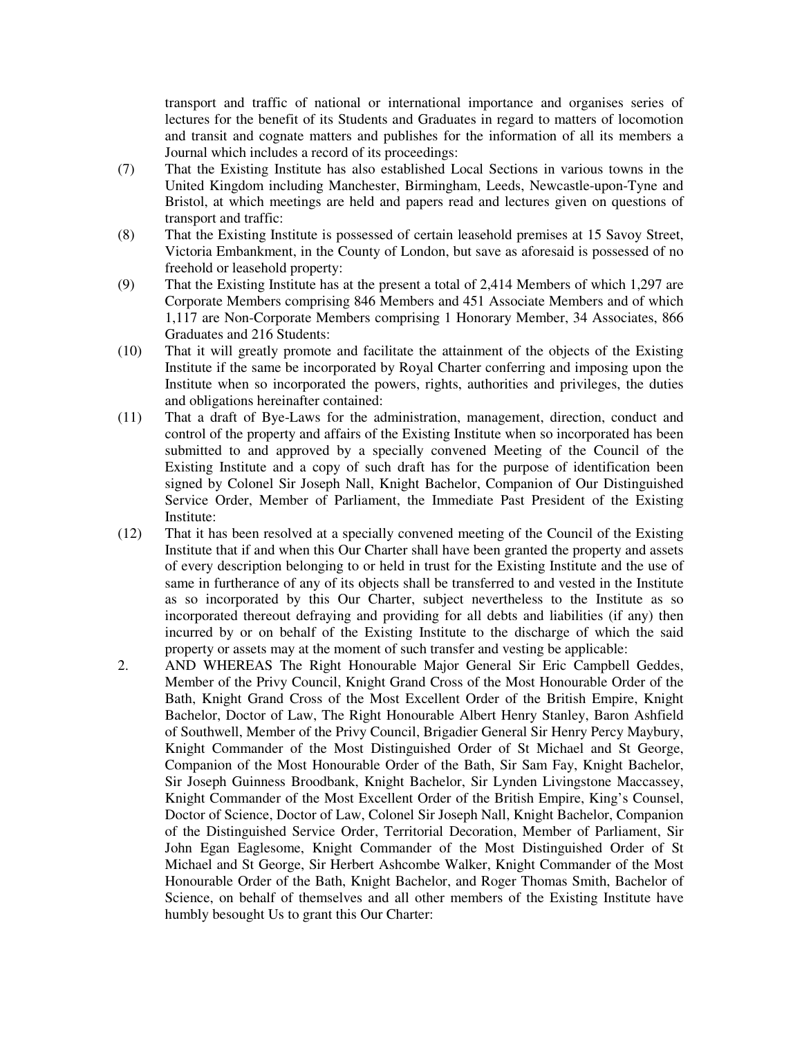transport and traffic of national or international importance and organises series of lectures for the benefit of its Students and Graduates in regard to matters of locomotion and transit and cognate matters and publishes for the information of all its members a Journal which includes a record of its proceedings:

(7) That the Existing Institute has also established Local Sections in various towns in the United Kingdom including Manchester, Birmingham, Leeds, Newcastle-upon-Tyne and Bristol, at which meetings are held and papers read and lectures given on questions of transport and traffic:

(8) That the Existing Institute is possessed of certain leasehold premises at 15 Savoy Street, Victoria Embankment, in the County of London, but save as aforesaid is possessed of no freehold or leasehold property:

(9) That the Existing Institute has at the present a total of 2,414 Members of which 1,297 are Corporate Members comprising 846 Members and 451 Associate Members and of which 1,117 are Non-Corporate Members comprising 1 Honorary Member, 34 Associates, 866 Graduates and 216 Students:

(10) That it will greatly promote and facilitate the attainment of the objects of the Existing Institute if the same be incorporated by Royal Charter conferring and imposing upon the Institute when so incorporated the powers, rights, authorities and privileges, the duties and obligations hereinafter contained:

(11) That a draft of Bye-Laws for the administration, management, direction, conduct and control of the property and affairs of the Existing Institute when so incorporated has been submitted to and approved by a specially convened Meeting of the Council of the Existing Institute and a copy of such draft has for the purpose of identification been signed by Colonel Sir Joseph Nall, Knight Bachelor, Companion of Our Distinguished Service Order, Member of Parliament, the Immediate Past President of the Existing Institute:

(12) That it has been resolved at a specially convened meeting of the Council of the Existing Institute that if and when this Our Charter shall have been granted the property and assets of every description belonging to or held in trust for the Existing Institute and the use of same in furtherance of any of its objects shall be transferred to and vested in the Institute as so incorporated by this Our Charter, subject nevertheless to the Institute as so incorporated thereout defraying and providing for all debts and liabilities (if any) then incurred by or on behalf of the Existing Institute to the discharge of which the said property or assets may at the moment of such transfer and vesting be applicable:

2. AND WHEREAS The Right Honourable Major General Sir Eric Campbell Geddes, Member of the Privy Council, Knight Grand Cross of the Most Honourable Order of the Bath, Knight Grand Cross of the Most Excellent Order of the British Empire, Knight Bachelor, Doctor of Law, The Right Honourable Albert Henry Stanley, Baron Ashfield of Southwell, Member of the Privy Council, Brigadier General Sir Henry Percy Maybury, Knight Commander of the Most Distinguished Order of St Michael and St George, Companion of the Most Honourable Order of the Bath, Sir Sam Fay, Knight Bachelor, Sir Joseph Guinness Broodbank, Knight Bachelor, Sir Lynden Livingstone Maccassey, Knight Commander of the Most Excellent Order of the British Empire, King's Counsel, Doctor of Science, Doctor of Law, Colonel Sir Joseph Nall, Knight Bachelor, Companion of the Distinguished Service Order, Territorial Decoration, Member of Parliament, Sir John Egan Eaglesome, Knight Commander of the Most Distinguished Order of St Michael and St George, Sir Herbert Ashcombe Walker, Knight Commander of the Most Honourable Order of the Bath, Knight Bachelor, and Roger Thomas Smith, Bachelor of Science, on behalf of themselves and all other members of the Existing Institute have humbly besought Us to grant this Our Charter: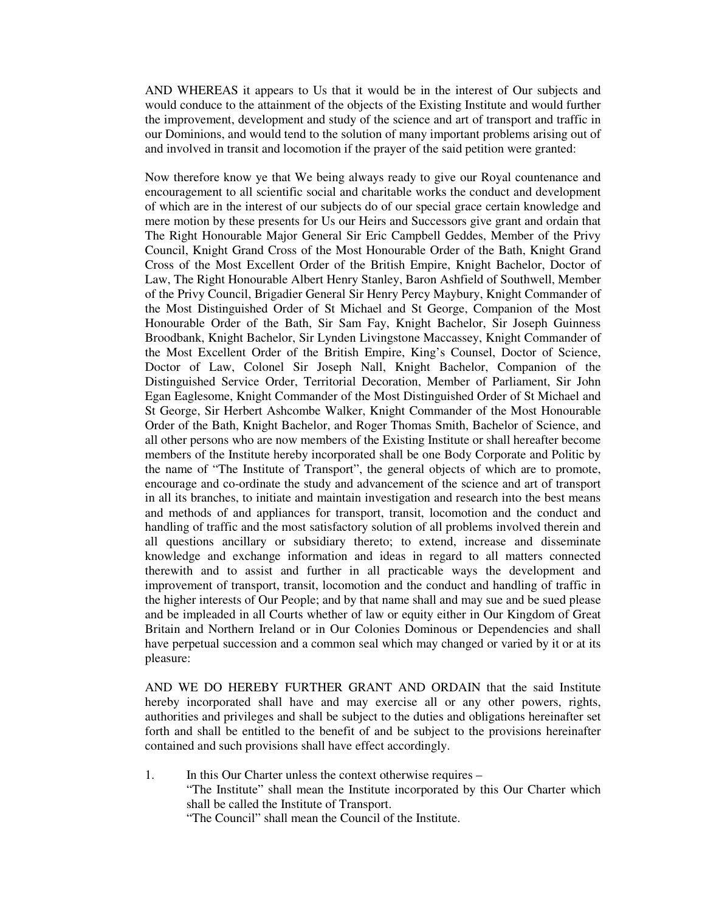AND WHEREAS it appears to Us that it would be in the interest of Our subjects and would conduce to the attainment of the objects of the Existing Institute and would further the improvement, development and study of the science and art of transport and traffic in our Dominions, and would tend to the solution of many important problems arising out of and involved in transit and locomotion if the prayer of the said petition were granted:

Now therefore know ye that We being always ready to give our Royal countenance and encouragement to all scientific social and charitable works the conduct and development of which are in the interest of our subjects do of our special grace certain knowledge and mere motion by these presents for Us our Heirs and Successors give grant and ordain that The Right Honourable Major General Sir Eric Campbell Geddes, Member of the Privy Council, Knight Grand Cross of the Most Honourable Order of the Bath, Knight Grand Cross of the Most Excellent Order of the British Empire, Knight Bachelor, Doctor of Law, The Right Honourable Albert Henry Stanley, Baron Ashfield of Southwell, Member of the Privy Council, Brigadier General Sir Henry Percy Maybury, Knight Commander of the Most Distinguished Order of St Michael and St George, Companion of the Most Honourable Order of the Bath, Sir Sam Fay, Knight Bachelor, Sir Joseph Guinness Broodbank, Knight Bachelor, Sir Lynden Livingstone Maccassey, Knight Commander of the Most Excellent Order of the British Empire, King's Counsel, Doctor of Science, Doctor of Law, Colonel Sir Joseph Nall, Knight Bachelor, Companion of the Distinguished Service Order, Territorial Decoration, Member of Parliament, Sir John Egan Eaglesome, Knight Commander of the Most Distinguished Order of St Michael and St George, Sir Herbert Ashcombe Walker, Knight Commander of the Most Honourable Order of the Bath, Knight Bachelor, and Roger Thomas Smith, Bachelor of Science, and all other persons who are now members of the Existing Institute or shall hereafter become members of the Institute hereby incorporated shall be one Body Corporate and Politic by the name of "The Institute of Transport", the general objects of which are to promote, encourage and co-ordinate the study and advancement of the science and art of transport in all its branches, to initiate and maintain investigation and research into the best means and methods of and appliances for transport, transit, locomotion and the conduct and handling of traffic and the most satisfactory solution of all problems involved therein and all questions ancillary or subsidiary thereto; to extend, increase and disseminate knowledge and exchange information and ideas in regard to all matters connected therewith and to assist and further in all practicable ways the development and improvement of transport, transit, locomotion and the conduct and handling of traffic in the higher interests of Our People; and by that name shall and may sue and be sued please and be impleaded in all Courts whether of law or equity either in Our Kingdom of Great Britain and Northern Ireland or in Our Colonies Dominous or Dependencies and shall have perpetual succession and a common seal which may changed or varied by it or at its pleasure:

AND WE DO HEREBY FURTHER GRANT AND ORDAIN that the said Institute hereby incorporated shall have and may exercise all or any other powers, rights, authorities and privileges and shall be subject to the duties and obligations hereinafter set forth and shall be entitled to the benefit of and be subject to the provisions hereinafter contained and such provisions shall have effect accordingly.

1. In this Our Charter unless the context otherwise requires –
   "The Institute" shall mean the Institute incorporated by this Our Charter which shall be called the Institute of Transport.
   "The Council" shall mean the Council of the Institute.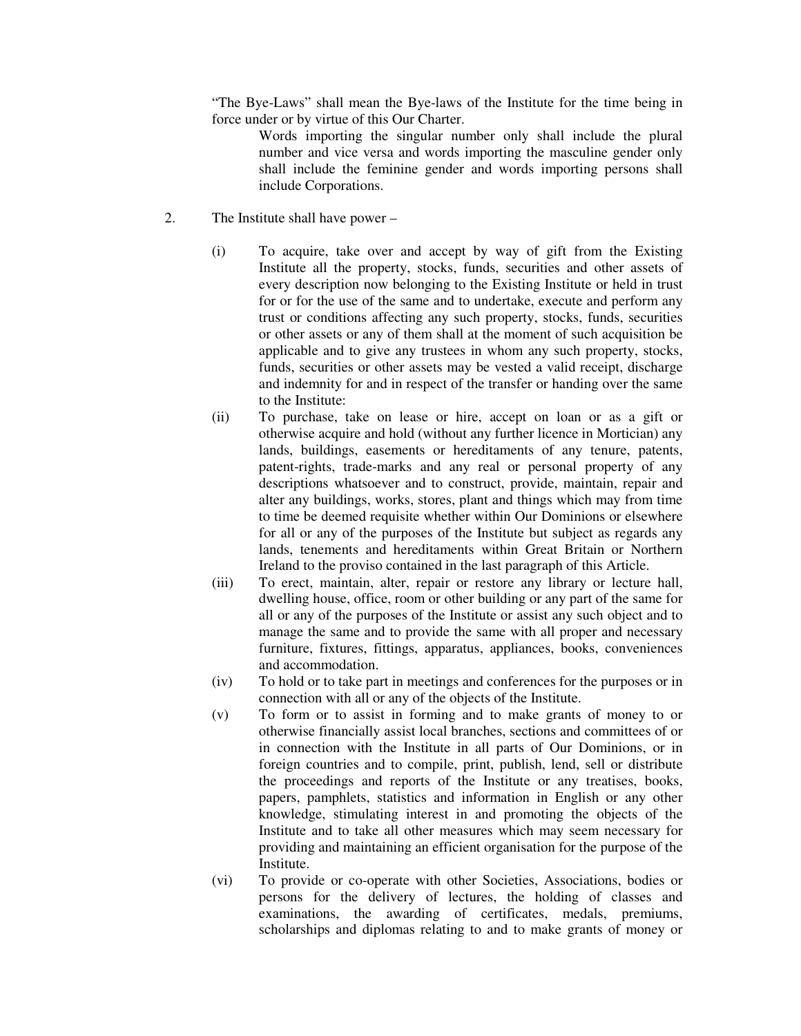"The Bye-Laws" shall mean the Bye-laws of the Institute for the time being in force under or by virtue of this Our Charter.

Words importing the singular number only shall include the plural number and vice versa and words importing the masculine gender only shall include the feminine gender and words importing persons shall include Corporations.

2. The Institute shall have power –

(i) To acquire, take over and accept by way of gift from the Existing Institute all the property, stocks, funds, securities and other assets of every description now belonging to the Existing Institute or held in trust for or for the use of the same and to undertake, execute and perform any trust or conditions affecting any such property, stocks, funds, securities or other assets or any of them shall at the moment of such acquisition be applicable and to give any trustees in whom any such property, stocks, funds, securities or other assets may be vested a valid receipt, discharge and indemnity for and in respect of the transfer or handing over the same to the Institute:

(ii) To purchase, take on lease or hire, accept on loan or as a gift or otherwise acquire and hold (without any further licence in Mortician) any lands, buildings, easements or hereditaments of any tenure, patents, patent-rights, trade-marks and any real or personal property of any descriptions whatsoever and to construct, provide, maintain, repair and alter any buildings, works, stores, plant and things which may from time to time be deemed requisite whether within Our Dominions or elsewhere for all or any of the purposes of the Institute but subject as regards any lands, tenements and hereditaments within Great Britain or Northern Ireland to the proviso contained in the last paragraph of this Article.

(iii) To erect, maintain, alter, repair or restore any library or lecture hall, dwelling house, office, room or other building or any part of the same for all or any of the purposes of the Institute or assist any such object and to manage the same and to provide the same with all proper and necessary furniture, fixtures, fittings, apparatus, appliances, books, conveniences and accommodation.

(iv) To hold or to take part in meetings and conferences for the purposes or in connection with all or any of the objects of the Institute.

(v) To form or to assist in forming and to make grants of money to or otherwise financially assist local branches, sections and committees of or in connection with the Institute in all parts of Our Dominions, or in foreign countries and to compile, print, publish, lend, sell or distribute the proceedings and reports of the Institute or any treatises, books, papers, pamphlets, statistics and information in English or any other knowledge, stimulating interest in and promoting the objects of the Institute and to take all other measures which may seem necessary for providing and maintaining an efficient organisation for the purpose of the Institute.

(vi) To provide or co-operate with other Societies, Associations, bodies or persons for the delivery of lectures, the holding of classes and examinations, the awarding of certificates, medals, premiums, scholarships and diplomas relating to and to make grants of money or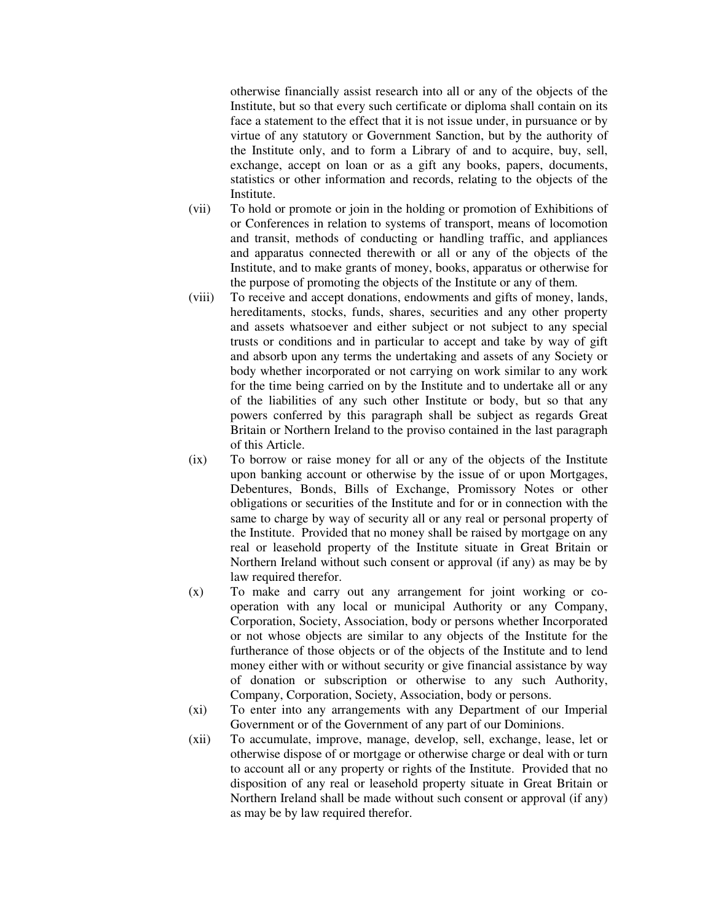otherwise financially assist research into all or any of the objects of the Institute, but so that every such certificate or diploma shall contain on its face a statement to the effect that it is not issue under, in pursuance or by virtue of any statutory or Government Sanction, but by the authority of the Institute only, and to form a Library of and to acquire, buy, sell, exchange, accept on loan or as a gift any books, papers, documents, statistics or other information and records, relating to the objects of the Institute.

(vii) To hold or promote or join in the holding or promotion of Exhibitions of or Conferences in relation to systems of transport, means of locomotion and transit, methods of conducting or handling traffic, and appliances and apparatus connected therewith or all or any of the objects of the Institute, and to make grants of money, books, apparatus or otherwise for the purpose of promoting the objects of the Institute or any of them.

(viii) To receive and accept donations, endowments and gifts of money, lands, hereditaments, stocks, funds, shares, securities and any other property and assets whatsoever and either subject or not subject to any special trusts or conditions and in particular to accept and take by way of gift and absorb upon any terms the undertaking and assets of any Society or body whether incorporated or not carrying on work similar to any work for the time being carried on by the Institute and to undertake all or any of the liabilities of any such other Institute or body, but so that any powers conferred by this paragraph shall be subject as regards Great Britain or Northern Ireland to the proviso contained in the last paragraph of this Article.

(ix) To borrow or raise money for all or any of the objects of the Institute upon banking account or otherwise by the issue of or upon Mortgages, Debentures, Bonds, Bills of Exchange, Promissory Notes or other obligations or securities of the Institute and for or in connection with the same to charge by way of security all or any real or personal property of the Institute. Provided that no money shall be raised by mortgage on any real or leasehold property of the Institute situate in Great Britain or Northern Ireland without such consent or approval (if any) as may be by law required therefor.

(x) To make and carry out any arrangement for joint working or co-operation with any local or municipal Authority or any Company, Corporation, Society, Association, body or persons whether Incorporated or not whose objects are similar to any objects of the Institute for the furtherance of those objects or of the objects of the Institute and to lend money either with or without security or give financial assistance by way of donation or subscription or otherwise to any such Authority, Company, Corporation, Society, Association, body or persons.

(xi) To enter into any arrangements with any Department of our Imperial Government or of the Government of any part of our Dominions.

(xii) To accumulate, improve, manage, develop, sell, exchange, lease, let or otherwise dispose of or mortgage or otherwise charge or deal with or turn to account all or any property or rights of the Institute. Provided that no disposition of any real or leasehold property situate in Great Britain or Northern Ireland shall be made without such consent or approval (if any) as may be by law required therefor.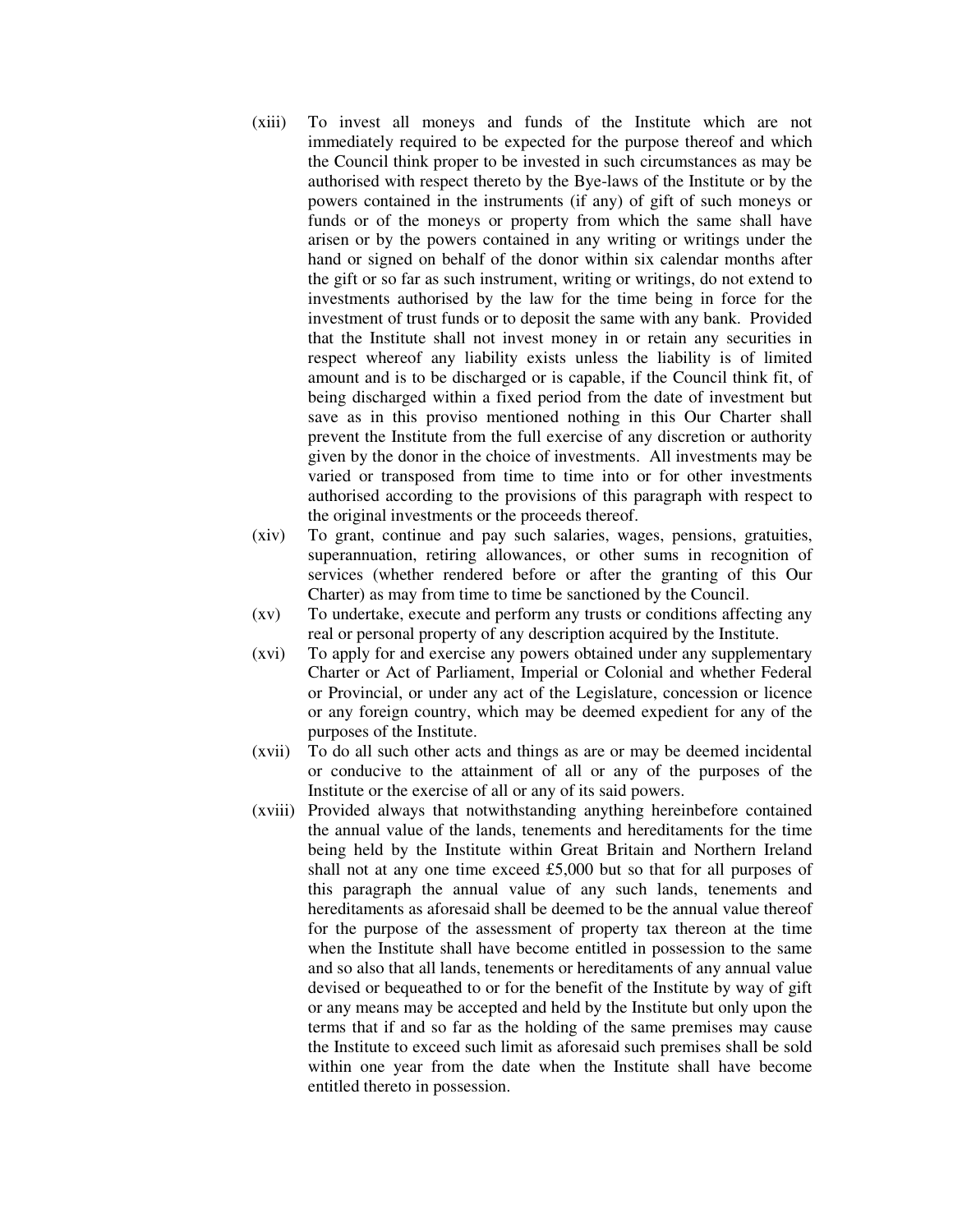(xiii) To invest all moneys and funds of the Institute which are not immediately required to be expected for the purpose thereof and which the Council think proper to be invested in such circumstances as may be authorised with respect thereto by the Bye-laws of the Institute or by the powers contained in the instruments (if any) of gift of such moneys or funds or of the moneys or property from which the same shall have arisen or by the powers contained in any writing or writings under the hand or signed on behalf of the donor within six calendar months after the gift or so far as such instrument, writing or writings, do not extend to investments authorised by the law for the time being in force for the investment of trust funds or to deposit the same with any bank. Provided that the Institute shall not invest money in or retain any securities in respect whereof any liability exists unless the liability is of limited amount and is to be discharged or is capable, if the Council think fit, of being discharged within a fixed period from the date of investment but save as in this proviso mentioned nothing in this Our Charter shall prevent the Institute from the full exercise of any discretion or authority given by the donor in the choice of investments. All investments may be varied or transposed from time to time into or for other investments authorised according to the provisions of this paragraph with respect to the original investments or the proceeds thereof.

(xiv) To grant, continue and pay such salaries, wages, pensions, gratuities, superannuation, retiring allowances, or other sums in recognition of services (whether rendered before or after the granting of this Our Charter) as may from time to time be sanctioned by the Council.

(xv) To undertake, execute and perform any trusts or conditions affecting any real or personal property of any description acquired by the Institute.

(xvi) To apply for and exercise any powers obtained under any supplementary Charter or Act of Parliament, Imperial or Colonial and whether Federal or Provincial, or under any act of the Legislature, concession or licence or any foreign country, which may be deemed expedient for any of the purposes of the Institute.

(xvii) To do all such other acts and things as are or may be deemed incidental or conducive to the attainment of all or any of the purposes of the Institute or the exercise of all or any of its said powers.

(xviii) Provided always that notwithstanding anything hereinbefore contained the annual value of the lands, tenements and hereditaments for the time being held by the Institute within Great Britain and Northern Ireland shall not at any one time exceed £5,000 but so that for all purposes of this paragraph the annual value of any such lands, tenements and hereditaments as aforesaid shall be deemed to be the annual value thereof for the purpose of the assessment of property tax thereon at the time when the Institute shall have become entitled in possession to the same and so also that all lands, tenements or hereditaments of any annual value devised or bequeathed to or for the benefit of the Institute by way of gift or any means may be accepted and held by the Institute but only upon the terms that if and so far as the holding of the same premises may cause the Institute to exceed such limit as aforesaid such premises shall be sold within one year from the date when the Institute shall have become entitled thereto in possession.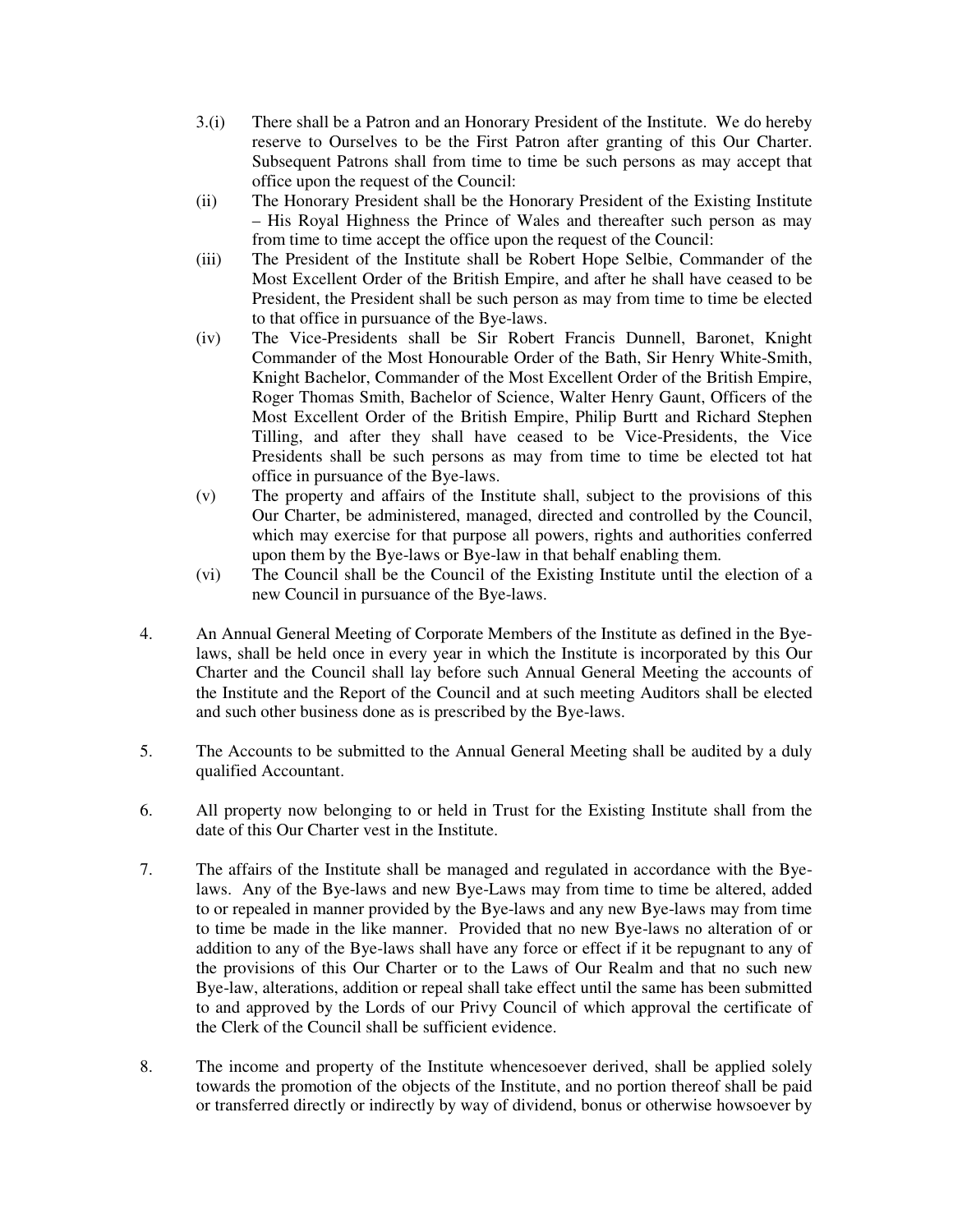3.(i) There shall be a Patron and an Honorary President of the Institute. We do hereby reserve to Ourselves to be the First Patron after granting of this Our Charter. Subsequent Patrons shall from time to time be such persons as may accept that office upon the request of the Council:

(ii) The Honorary President shall be the Honorary President of the Existing Institute – His Royal Highness the Prince of Wales and thereafter such person as may from time to time accept the office upon the request of the Council:

(iii) The President of the Institute shall be Robert Hope Selbie, Commander of the Most Excellent Order of the British Empire, and after he shall have ceased to be President, the President shall be such person as may from time to time be elected to that office in pursuance of the Bye-laws.

(iv) The Vice-Presidents shall be Sir Robert Francis Dunnell, Baronet, Knight Commander of the Most Honourable Order of the Bath, Sir Henry White-Smith, Knight Bachelor, Commander of the Most Excellent Order of the British Empire, Roger Thomas Smith, Bachelor of Science, Walter Henry Gaunt, Officers of the Most Excellent Order of the British Empire, Philip Burtt and Richard Stephen Tilling, and after they shall have ceased to be Vice-Presidents, the Vice Presidents shall be such persons as may from time to time be elected tot hat office in pursuance of the Bye-laws.

(v) The property and affairs of the Institute shall, subject to the provisions of this Our Charter, be administered, managed, directed and controlled by the Council, which may exercise for that purpose all powers, rights and authorities conferred upon them by the Bye-laws or Bye-law in that behalf enabling them.

(vi) The Council shall be the Council of the Existing Institute until the election of a new Council in pursuance of the Bye-laws.

4. An Annual General Meeting of Corporate Members of the Institute as defined in the Bye-laws, shall be held once in every year in which the Institute is incorporated by this Our Charter and the Council shall lay before such Annual General Meeting the accounts of the Institute and the Report of the Council and at such meeting Auditors shall be elected and such other business done as is prescribed by the Bye-laws.

5. The Accounts to be submitted to the Annual General Meeting shall be audited by a duly qualified Accountant.

6. All property now belonging to or held in Trust for the Existing Institute shall from the date of this Our Charter vest in the Institute.

7. The affairs of the Institute shall be managed and regulated in accordance with the Bye-laws. Any of the Bye-laws and new Bye-Laws may from time to time be altered, added to or repealed in manner provided by the Bye-laws and any new Bye-laws may from time to time be made in the like manner. Provided that no new Bye-laws no alteration of or addition to any of the Bye-laws shall have any force or effect if it be repugnant to any of the provisions of this Our Charter or to the Laws of Our Realm and that no such new Bye-law, alterations, addition or repeal shall take effect until the same has been submitted to and approved by the Lords of our Privy Council of which approval the certificate of the Clerk of the Council shall be sufficient evidence.

8. The income and property of the Institute whencesoever derived, shall be applied solely towards the promotion of the objects of the Institute, and no portion thereof shall be paid or transferred directly or indirectly by way of dividend, bonus or otherwise howsoever by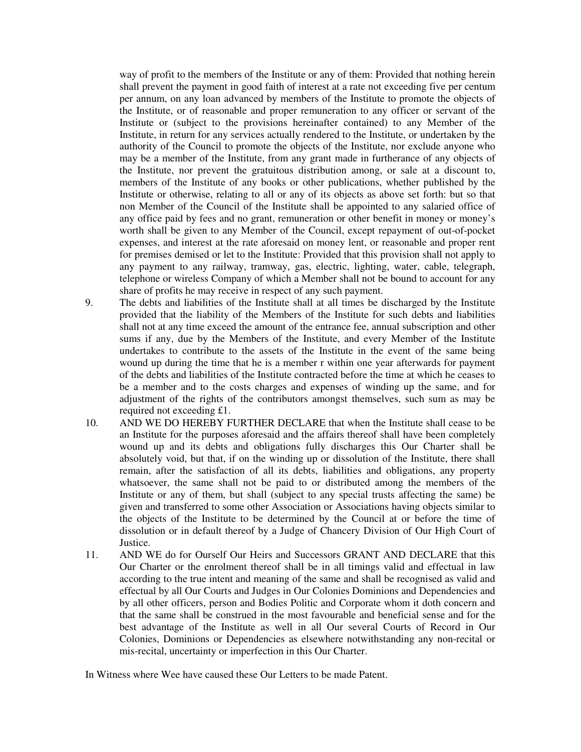way of profit to the members of the Institute or any of them: Provided that nothing herein shall prevent the payment in good faith of interest at a rate not exceeding five per centum per annum, on any loan advanced by members of the Institute to promote the objects of the Institute, or of reasonable and proper remuneration to any officer or servant of the Institute or (subject to the provisions hereinafter contained) to any Member of the Institute, in return for any services actually rendered to the Institute, or undertaken by the authority of the Council to promote the objects of the Institute, nor exclude anyone who may be a member of the Institute, from any grant made in furtherance of any objects of the Institute, nor prevent the gratuitous distribution among, or sale at a discount to, members of the Institute of any books or other publications, whether published by the Institute or otherwise, relating to all or any of its objects as above set forth: but so that non Member of the Council of the Institute shall be appointed to any salaried office of any office paid by fees and no grant, remuneration or other benefit in money or money's worth shall be given to any Member of the Council, except repayment of out-of-pocket expenses, and interest at the rate aforesaid on money lent, or reasonable and proper rent for premises demised or let to the Institute: Provided that this provision shall not apply to any payment to any railway, tramway, gas, electric, lighting, water, cable, telegraph, telephone or wireless Company of which a Member shall not be bound to account for any share of profits he may receive in respect of any such payment.

9. The debts and liabilities of the Institute shall at all times be discharged by the Institute provided that the liability of the Members of the Institute for such debts and liabilities shall not at any time exceed the amount of the entrance fee, annual subscription and other sums if any, due by the Members of the Institute, and every Member of the Institute undertakes to contribute to the assets of the Institute in the event of the same being wound up during the time that he is a member r within one year afterwards for payment of the debts and liabilities of the Institute contracted before the time at which he ceases to be a member and to the costs charges and expenses of winding up the same, and for adjustment of the rights of the contributors amongst themselves, such sum as may be required not exceeding £1.

10. AND WE DO HEREBY FURTHER DECLARE that when the Institute shall cease to be an Institute for the purposes aforesaid and the affairs thereof shall have been completely wound up and its debts and obligations fully discharges this Our Charter shall be absolutely void, but that, if on the winding up or dissolution of the Institute, there shall remain, after the satisfaction of all its debts, liabilities and obligations, any property whatsoever, the same shall not be paid to or distributed among the members of the Institute or any of them, but shall (subject to any special trusts affecting the same) be given and transferred to some other Association or Associations having objects similar to the objects of the Institute to be determined by the Council at or before the time of dissolution or in default thereof by a Judge of Chancery Division of Our High Court of Justice.

11. AND WE do for Ourself Our Heirs and Successors GRANT AND DECLARE that this Our Charter or the enrolment thereof shall be in all timings valid and effectual in law according to the true intent and meaning of the same and shall be recognised as valid and effectual by all Our Courts and Judges in Our Colonies Dominions and Dependencies and by all other officers, person and Bodies Politic and Corporate whom it doth concern and that the same shall be construed in the most favourable and beneficial sense and for the best advantage of the Institute as well in all Our several Courts of Record in Our Colonies, Dominions or Dependencies as elsewhere notwithstanding any non-recital or mis-recital, uncertainty or imperfection in this Our Charter.

In Witness where Wee have caused these Our Letters to be made Patent.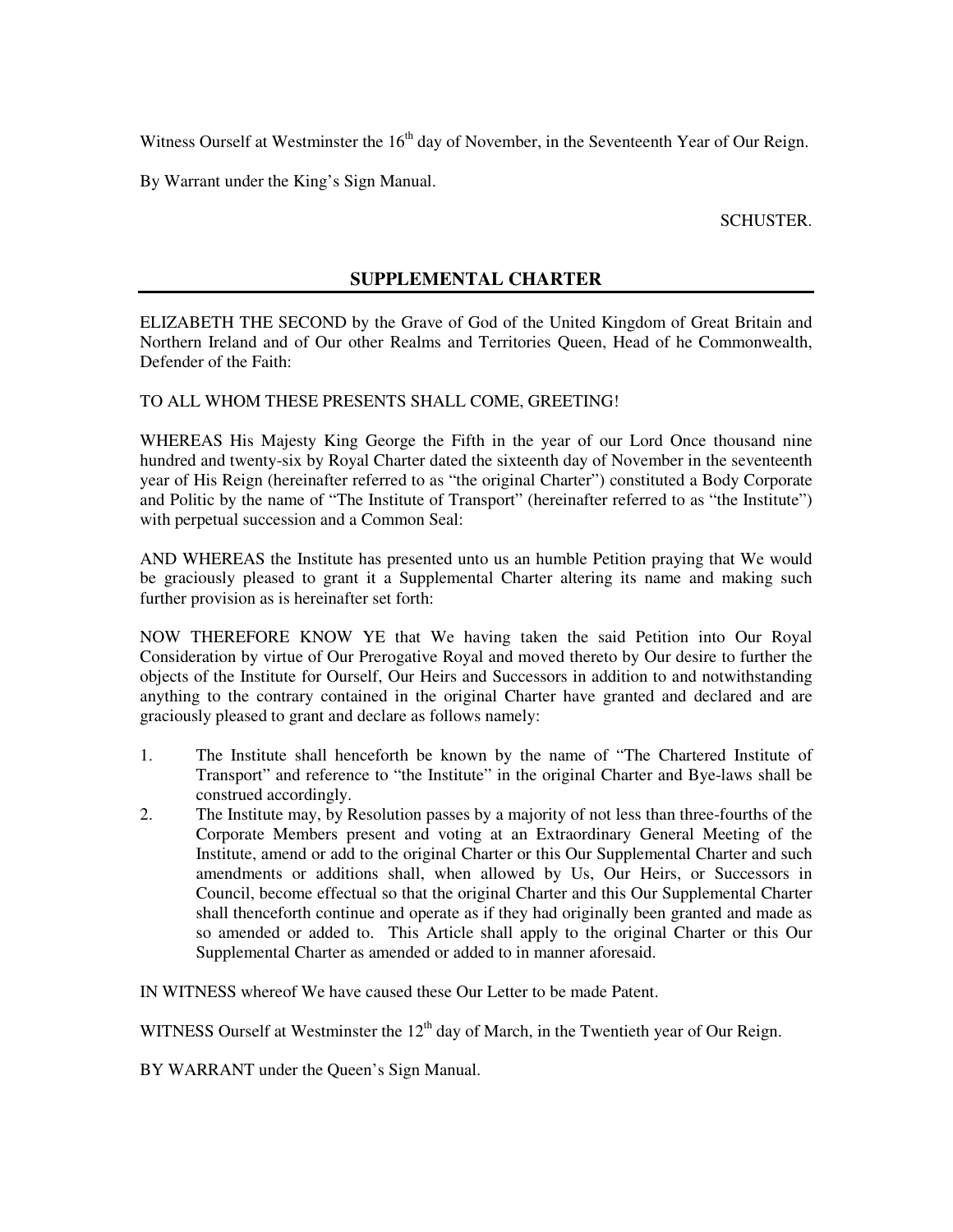Witness Ourself at Westminster the 16th day of November, in the Seventeenth Year of Our Reign.

By Warrant under the King's Sign Manual.

SCHUSTER.

## SUPPLEMENTAL CHARTER

ELIZABETH THE SECOND by the Grave of God of the United Kingdom of Great Britain and Northern Ireland and of Our other Realms and Territories Queen, Head of he Commonwealth, Defender of the Faith:

TO ALL WHOM THESE PRESENTS SHALL COME, GREETING!

WHEREAS His Majesty King George the Fifth in the year of our Lord Once thousand nine hundred and twenty-six by Royal Charter dated the sixteenth day of November in the seventeenth year of His Reign (hereinafter referred to as "the original Charter") constituted a Body Corporate and Politic by the name of "The Institute of Transport" (hereinafter referred to as "the Institute") with perpetual succession and a Common Seal:

AND WHEREAS the Institute has presented unto us an humble Petition praying that We would be graciously pleased to grant it a Supplemental Charter altering its name and making such further provision as is hereinafter set forth:

NOW THEREFORE KNOW YE that We having taken the said Petition into Our Royal Consideration by virtue of Our Prerogative Royal and moved thereto by Our desire to further the objects of the Institute for Ourself, Our Heirs and Successors in addition to and notwithstanding anything to the contrary contained in the original Charter have granted and declared and are graciously pleased to grant and declare as follows namely:

1. The Institute shall henceforth be known by the name of "The Chartered Institute of Transport" and reference to "the Institute" in the original Charter and Bye-laws shall be construed accordingly.
2. The Institute may, by Resolution passes by a majority of not less than three-fourths of the Corporate Members present and voting at an Extraordinary General Meeting of the Institute, amend or add to the original Charter or this Our Supplemental Charter and such amendments or additions shall, when allowed by Us, Our Heirs, or Successors in Council, become effectual so that the original Charter and this Our Supplemental Charter shall thenceforth continue and operate as if they had originally been granted and made as so amended or added to. This Article shall apply to the original Charter or this Our Supplemental Charter as amended or added to in manner aforesaid.

IN WITNESS whereof We have caused these Our Letter to be made Patent.

WITNESS Ourself at Westminster the 12th day of March, in the Twentieth year of Our Reign.

BY WARRANT under the Queen's Sign Manual.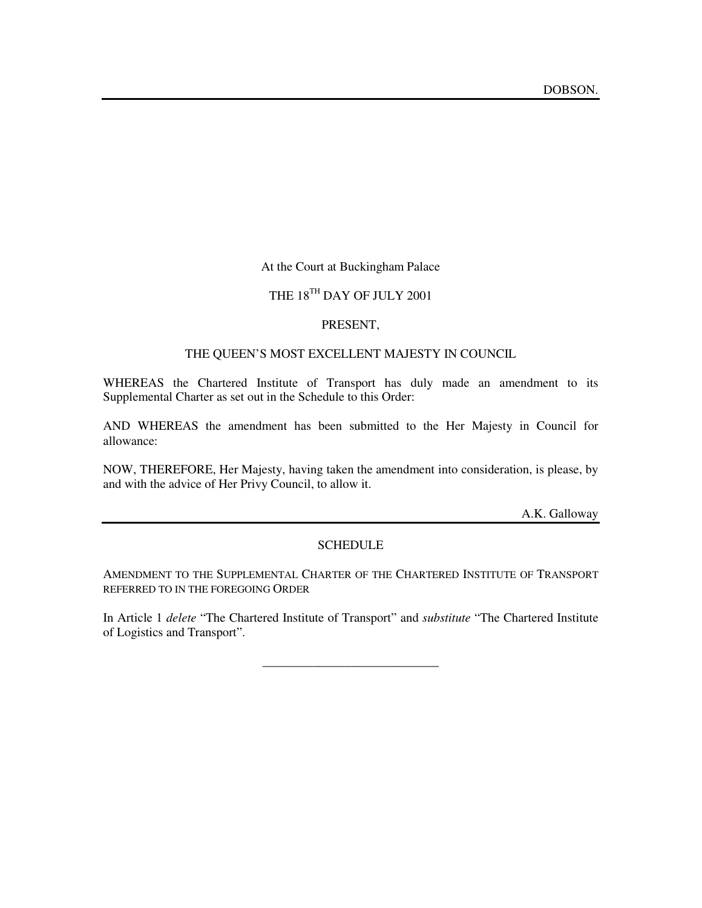DOBSON.

At the Court at Buckingham Palace

THE 18TH DAY OF JULY 2001

PRESENT,

THE QUEEN'S MOST EXCELLENT MAJESTY IN COUNCIL

WHEREAS the Chartered Institute of Transport has duly made an amendment to its Supplemental Charter as set out in the Schedule to this Order:

AND WHEREAS the amendment has been submitted to the Her Majesty in Council for allowance:

NOW, THEREFORE, Her Majesty, having taken the amendment into consideration, is please, by and with the advice of Her Privy Council, to allow it.

A.K. Galloway

---

SCHEDULE

AMENDMENT TO THE SUPPLEMENTAL CHARTER OF THE CHARTERED INSTITUTE OF TRANSPORT REFERRED TO IN THE FOREGOING ORDER

In Article 1 *delete* "The Chartered Institute of Transport" and *substitute* "The Chartered Institute of Logistics and Transport".

---